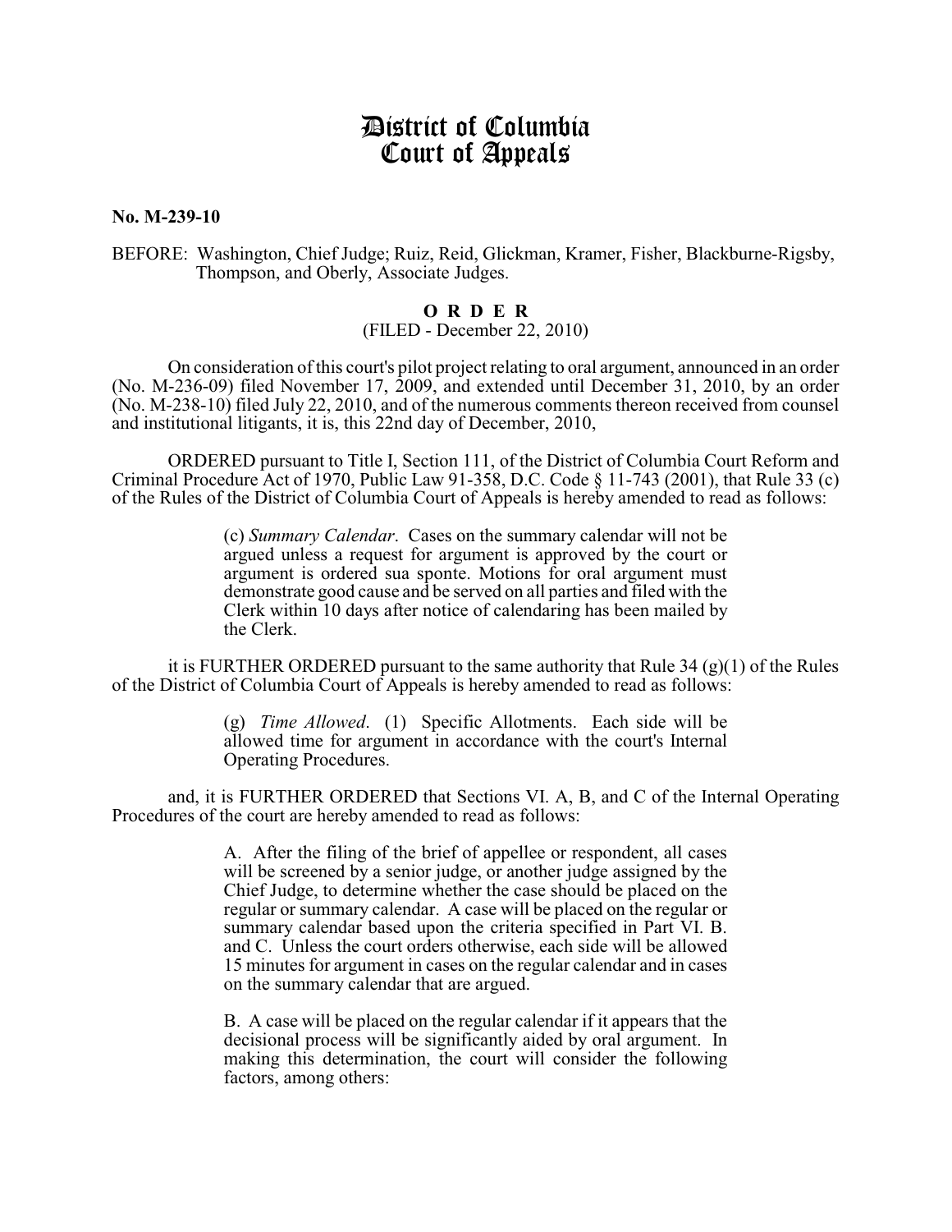# District of Columbia Court of Appeals

**No. M-239-10**

BEFORE: Washington, Chief Judge; Ruiz, Reid, Glickman, Kramer, Fisher, Blackburne-Rigsby, Thompson, and Oberly, Associate Judges.

**O R D E R**

(FILED - December 22, 2010)

On consideration of this court's pilot project relating to oral argument, announced in an order (No. M-236-09) filed November 17, 2009, and extended until December 31, 2010, by an order (No. M-238-10) filed July 22, 2010, and of the numerous comments thereon received from counsel and institutional litigants, it is, this 22nd day of December, 2010,

ORDERED pursuant to Title I, Section 111, of the District of Columbia Court Reform and Criminal Procedure Act of 1970, Public Law 91-358, D.C. Code § 11-743 (2001), that Rule 33 (c) of the Rules of the District of Columbia Court of Appeals is hereby amended to read as follows:

> (c) *Summary Calendar*. Cases on the summary calendar will not be argued unless a request for argument is approved by the court or argument is ordered sua sponte. Motions for oral argument must demonstrate good cause and be served on all parties and filed with the Clerk within 10 days after notice of calendaring has been mailed by the Clerk.

it is FURTHER ORDERED pursuant to the same authority that Rule 34 (g)(1) of the Rules of the District of Columbia Court of Appeals is hereby amended to read as follows:

> (g) *Time Allowed*. (1) Specific Allotments. Each side will be allowed time for argument in accordance with the court's Internal Operating Procedures.

and, it is FURTHER ORDERED that Sections VI. A, B, and C of the Internal Operating Procedures of the court are hereby amended to read as follows:

> A. After the filing of the brief of appellee or respondent, all cases will be screened by a senior judge, or another judge assigned by the Chief Judge, to determine whether the case should be placed on the regular or summary calendar. A case will be placed on the regular or summary calendar based upon the criteria specified in Part VI. B. and C. Unless the court orders otherwise, each side will be allowed 15 minutes for argument in cases on the regular calendar and in cases on the summary calendar that are argued.
>
> B. A case will be placed on the regular calendar if it appears that the decisional process will be significantly aided by oral argument. In making this determination, the court will consider the following factors, among others: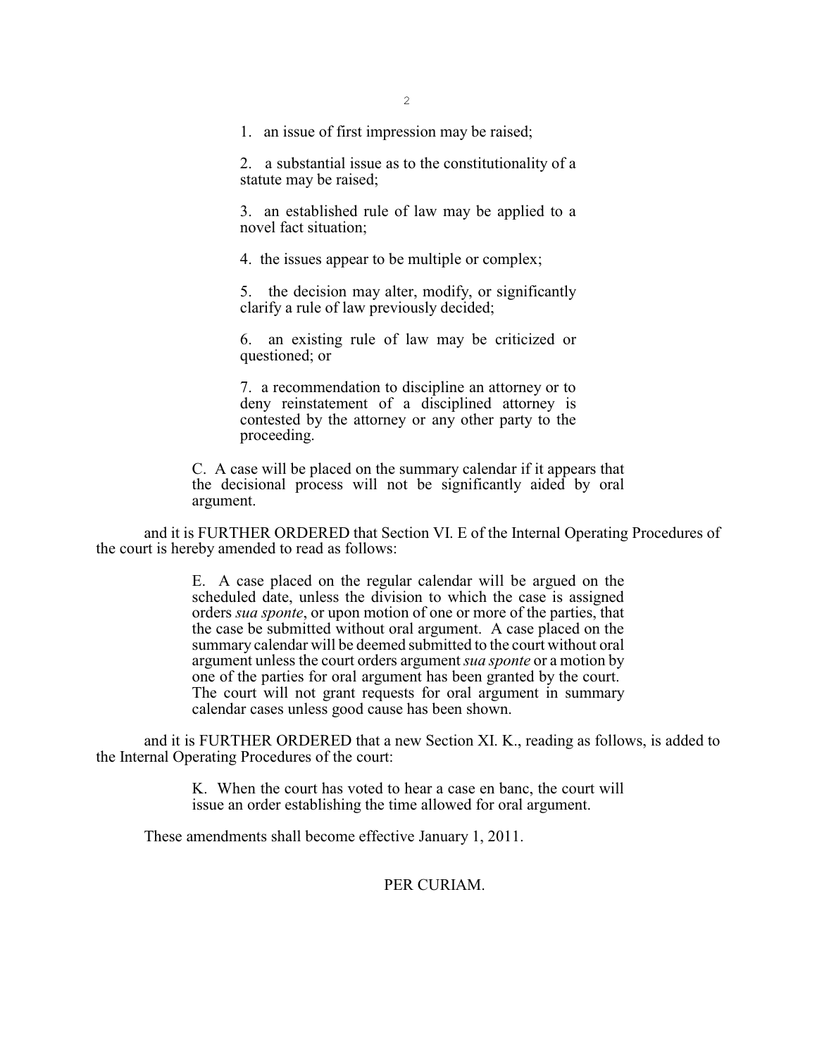1. an issue of first impression may be raised;

2. a substantial issue as to the constitutionality of a statute may be raised;

3. an established rule of law may be applied to a novel fact situation;

4. the issues appear to be multiple or complex;

5. the decision may alter, modify, or significantly clarify a rule of law previously decided;

6. an existing rule of law may be criticized or questioned; or

7. a recommendation to discipline an attorney or to deny reinstatement of a disciplined attorney is contested by the attorney or any other party to the proceeding.

C. A case will be placed on the summary calendar if it appears that the decisional process will not be significantly aided by oral argument.

and it is FURTHER ORDERED that Section VI. E of the Internal Operating Procedures of the court is hereby amended to read as follows:

> E. A case placed on the regular calendar will be argued on the scheduled date, unless the division to which the case is assigned orders *sua sponte*, or upon motion of one or more of the parties, that the case be submitted without oral argument. A case placed on the summary calendar will be deemed submitted to the court without oral argument unless the court orders argument *sua sponte* or a motion by one of the parties for oral argument has been granted by the court. The court will not grant requests for oral argument in summary calendar cases unless good cause has been shown.

and it is FURTHER ORDERED that a new Section XI. K., reading as follows, is added to the Internal Operating Procedures of the court:

> K. When the court has voted to hear a case en banc, the court will issue an order establishing the time allowed for oral argument.

These amendments shall become effective January 1, 2011.

PER CURIAM.